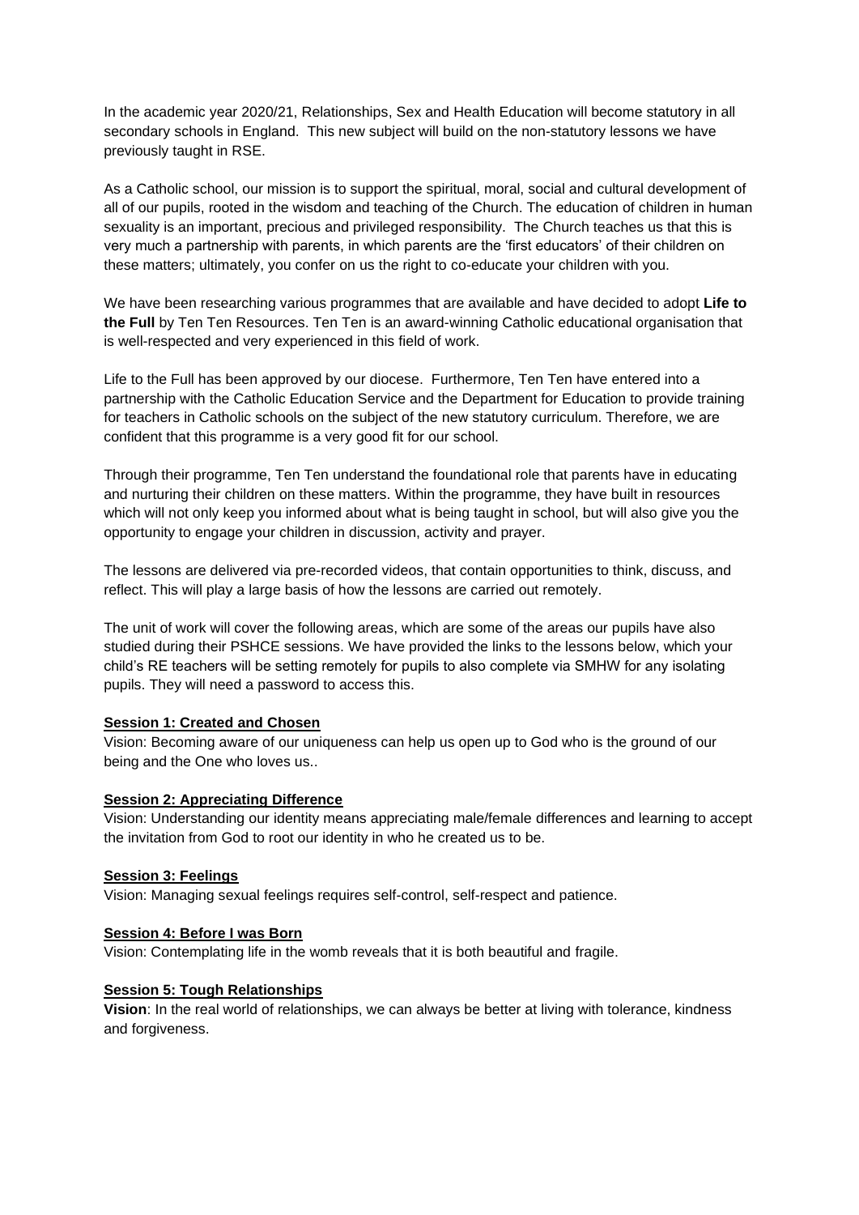In the academic year 2020/21, Relationships, Sex and Health Education will become statutory in all secondary schools in England. This new subject will build on the non-statutory lessons we have previously taught in RSE.

As a Catholic school, our mission is to support the spiritual, moral, social and cultural development of all of our pupils, rooted in the wisdom and teaching of the Church. The education of children in human sexuality is an important, precious and privileged responsibility. The Church teaches us that this is very much a partnership with parents, in which parents are the 'first educators' of their children on these matters; ultimately, you confer on us the right to co-educate your children with you.

We have been researching various programmes that are available and have decided to adopt **Life to the Full** by Ten Ten Resources. Ten Ten is an award-winning Catholic educational organisation that is well-respected and very experienced in this field of work.

Life to the Full has been approved by our diocese. Furthermore, Ten Ten have entered into a partnership with the Catholic Education Service and the Department for Education to provide training for teachers in Catholic schools on the subject of the new statutory curriculum. Therefore, we are confident that this programme is a very good fit for our school.

Through their programme, Ten Ten understand the foundational role that parents have in educating and nurturing their children on these matters. Within the programme, they have built in resources which will not only keep you informed about what is being taught in school, but will also give you the opportunity to engage your children in discussion, activity and prayer.

The lessons are delivered via pre-recorded videos, that contain opportunities to think, discuss, and reflect. This will play a large basis of how the lessons are carried out remotely.

The unit of work will cover the following areas, which are some of the areas our pupils have also studied during their PSHCE sessions. We have provided the links to the lessons below, which your child's RE teachers will be setting remotely for pupils to also complete via SMHW for any isolating pupils. They will need a password to access this.

**Session 1: Created and Chosen**

Vision: Becoming aware of our uniqueness can help us open up to God who is the ground of our being and the One who loves us..

**Session 2: Appreciating Difference**

Vision: Understanding our identity means appreciating male/female differences and learning to accept the invitation from God to root our identity in who he created us to be.

**Session 3: Feelings**

Vision: Managing sexual feelings requires self-control, self-respect and patience.

**Session 4: Before I was Born**

Vision: Contemplating life in the womb reveals that it is both beautiful and fragile.

**Session 5: Tough Relationships**

**Vision**: In the real world of relationships, we can always be better at living with tolerance, kindness and forgiveness.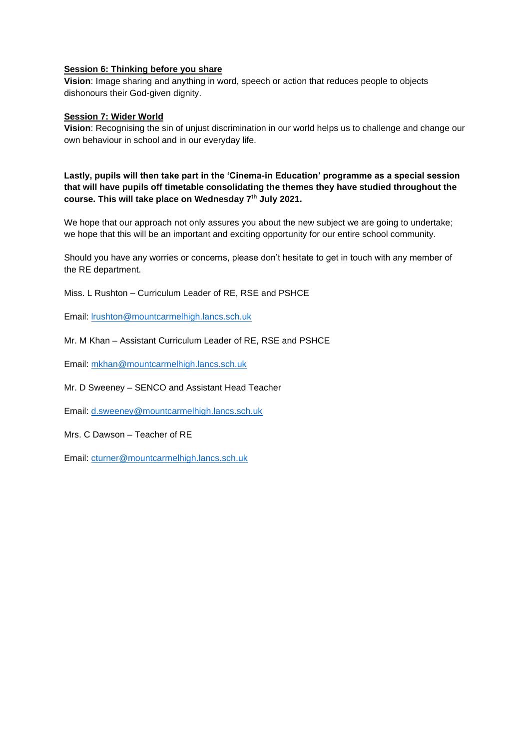**Session 6: Thinking before you share**

**Vision**: Image sharing and anything in word, speech or action that reduces people to objects dishonours their God-given dignity.

**Session 7: Wider World**

**Vision**: Recognising the sin of unjust discrimination in our world helps us to challenge and change our own behaviour in school and in our everyday life.

**Lastly, pupils will then take part in the 'Cinema-in Education' programme as a special session that will have pupils off timetable consolidating the themes they have studied throughout the course. This will take place on Wednesday 7th July 2021.**

We hope that our approach not only assures you about the new subject we are going to undertake; we hope that this will be an important and exciting opportunity for our entire school community.

Should you have any worries or concerns, please don't hesitate to get in touch with any member of the RE department.

Miss. L Rushton – Curriculum Leader of RE, RSE and PSHCE

Email: lrushton@mountcarmelhigh.lancs.sch.uk

Mr. M Khan – Assistant Curriculum Leader of RE, RSE and PSHCE

Email: mkhan@mountcarmelhigh.lancs.sch.uk

Mr. D Sweeney – SENCO and Assistant Head Teacher

Email: d.sweeney@mountcarmelhigh.lancs.sch.uk

Mrs. C Dawson – Teacher of RE

Email: cturner@mountcarmelhigh.lancs.sch.uk